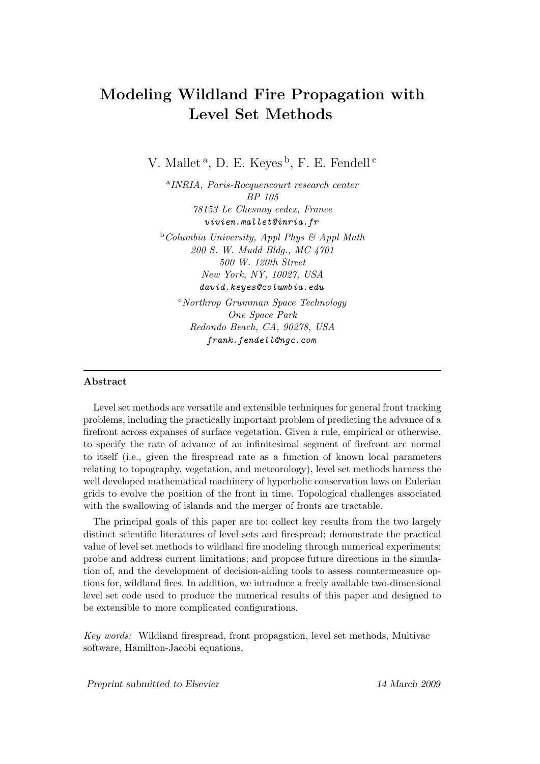# Modeling Wildland Fire Propagation with Level Set Methods

V. Mallet [a], D. E. Keyes [b], F. E. Fendell [c]

[a] *INRIA, Paris-Rocquencourt research center*
*BP 105*
*78153 Le Chesnay cedex, France*
`vivien.mallet@inria.fr`

[b] *Columbia University, Appl Phys & Appl Math*
*200 S. W. Mudd Bldg., MC 4701*
*500 W. 120th Street*
*New York, NY, 10027, USA*
`david.keyes@columbia.edu`

[c] *Northrop Grumman Space Technology*
*One Space Park*
*Redondo Beach, CA, 90278, USA*
`frank.fendell@ngc.com`

---

**Abstract**

Level set methods are versatile and extensible techniques for general front tracking problems, including the practically important problem of predicting the advance of a firefront across expanses of surface vegetation. Given a rule, empirical or otherwise, to specify the rate of advance of an infinitesimal segment of firefront arc normal to itself (i.e., given the firespread rate as a function of known local parameters relating to topography, vegetation, and meteorology), level set methods harness the well developed mathematical machinery of hyperbolic conservation laws on Eulerian grids to evolve the position of the front in time. Topological challenges associated with the swallowing of islands and the merger of fronts are tractable.

The principal goals of this paper are to: collect key results from the two largely distinct scientific literatures of level sets and firespread; demonstrate the practical value of level set methods to wildland fire modeling through numerical experiments; probe and address current limitations; and propose future directions in the simulation of, and the development of decision-aiding tools to assess countermeasure options for, wildland fires. In addition, we introduce a freely available two-dimensional level set code used to produce the numerical results of this paper and designed to be extensible to more complicated configurations.

*Key words:* Wildland firespread, front propagation, level set methods, Multivac software, Hamilton-Jacobi equations,

*Preprint submitted to Elsevier* 14 March 2009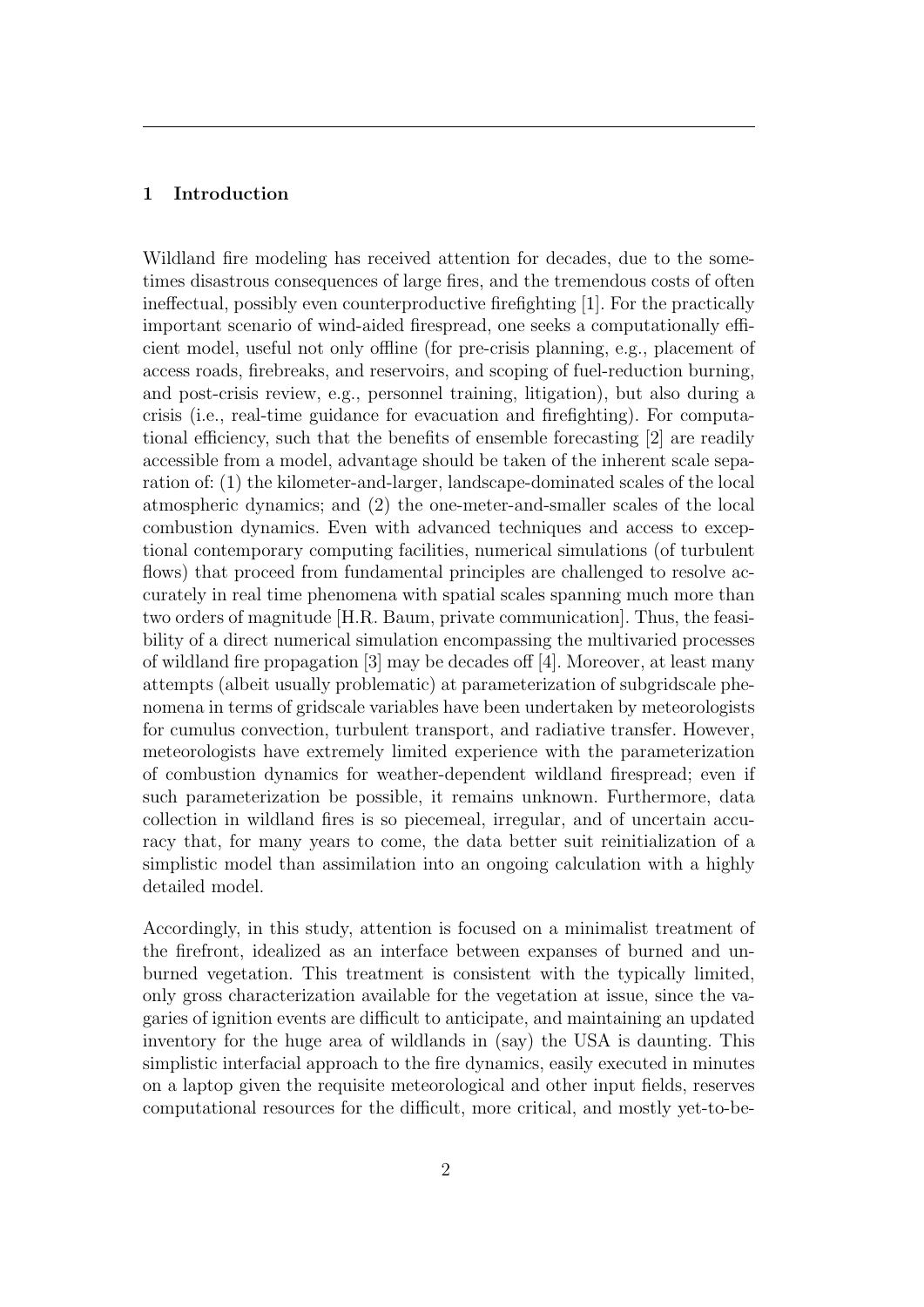## 1 Introduction

Wildland fire modeling has received attention for decades, due to the sometimes disastrous consequences of large fires, and the tremendous costs of often ineffectual, possibly even counterproductive firefighting [1]. For the practically important scenario of wind-aided firespread, one seeks a computationally efficient model, useful not only offline (for pre-crisis planning, e.g., placement of access roads, firebreaks, and reservoirs, and scoping of fuel-reduction burning, and post-crisis review, e.g., personnel training, litigation), but also during a crisis (i.e., real-time guidance for evacuation and firefighting). For computational efficiency, such that the benefits of ensemble forecasting [2] are readily accessible from a model, advantage should be taken of the inherent scale separation of: (1) the kilometer-and-larger, landscape-dominated scales of the local atmospheric dynamics; and (2) the one-meter-and-smaller scales of the local combustion dynamics. Even with advanced techniques and access to exceptional contemporary computing facilities, numerical simulations (of turbulent flows) that proceed from fundamental principles are challenged to resolve accurately in real time phenomena with spatial scales spanning much more than two orders of magnitude [H.R. Baum, private communication]. Thus, the feasibility of a direct numerical simulation encompassing the multivaried processes of wildland fire propagation [3] may be decades off [4]. Moreover, at least many attempts (albeit usually problematic) at parameterization of subgridscale phenomena in terms of gridscale variables have been undertaken by meteorologists for cumulus convection, turbulent transport, and radiative transfer. However, meteorologists have extremely limited experience with the parameterization of combustion dynamics for weather-dependent wildland firespread; even if such parameterization be possible, it remains unknown. Furthermore, data collection in wildland fires is so piecemeal, irregular, and of uncertain accuracy that, for many years to come, the data better suit reinitialization of a simplistic model than assimilation into an ongoing calculation with a highly detailed model.

Accordingly, in this study, attention is focused on a minimalist treatment of the firefront, idealized as an interface between expanses of burned and unburned vegetation. This treatment is consistent with the typically limited, only gross characterization available for the vegetation at issue, since the vagaries of ignition events are difficult to anticipate, and maintaining an updated inventory for the huge area of wildlands in (say) the USA is daunting. This simplistic interfacial approach to the fire dynamics, easily executed in minutes on a laptop given the requisite meteorological and other input fields, reserves computational resources for the difficult, more critical, and mostly yet-to-be-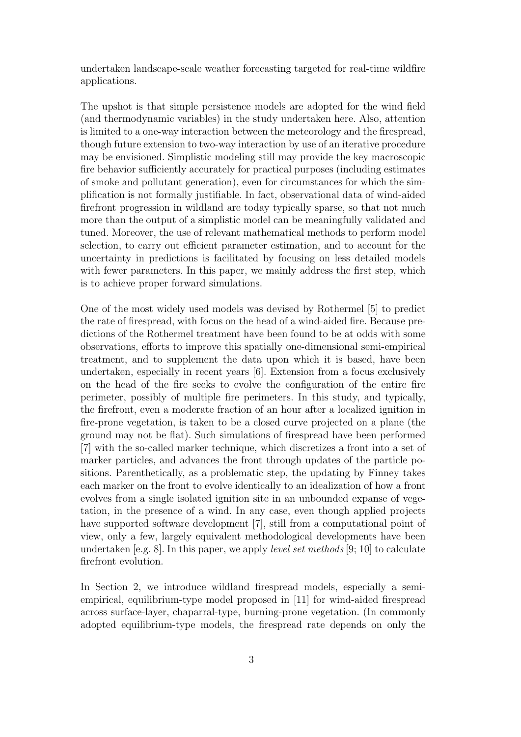undertaken landscape-scale weather forecasting targeted for real-time wildfire applications.

The upshot is that simple persistence models are adopted for the wind field (and thermodynamic variables) in the study undertaken here. Also, attention is limited to a one-way interaction between the meteorology and the firespread, though future extension to two-way interaction by use of an iterative procedure may be envisioned. Simplistic modeling still may provide the key macroscopic fire behavior sufficiently accurately for practical purposes (including estimates of smoke and pollutant generation), even for circumstances for which the simplification is not formally justifiable. In fact, observational data of wind-aided firefront progression in wildland are today typically sparse, so that not much more than the output of a simplistic model can be meaningfully validated and tuned. Moreover, the use of relevant mathematical methods to perform model selection, to carry out efficient parameter estimation, and to account for the uncertainty in predictions is facilitated by focusing on less detailed models with fewer parameters. In this paper, we mainly address the first step, which is to achieve proper forward simulations.

One of the most widely used models was devised by Rothermel [5] to predict the rate of firespread, with focus on the head of a wind-aided fire. Because predictions of the Rothermel treatment have been found to be at odds with some observations, efforts to improve this spatially one-dimensional semi-empirical treatment, and to supplement the data upon which it is based, have been undertaken, especially in recent years [6]. Extension from a focus exclusively on the head of the fire seeks to evolve the configuration of the entire fire perimeter, possibly of multiple fire perimeters. In this study, and typically, the firefront, even a moderate fraction of an hour after a localized ignition in fire-prone vegetation, is taken to be a closed curve projected on a plane (the ground may not be flat). Such simulations of firespread have been performed [7] with the so-called marker technique, which discretizes a front into a set of marker particles, and advances the front through updates of the particle positions. Parenthetically, as a problematic step, the updating by Finney takes each marker on the front to evolve identically to an idealization of how a front evolves from a single isolated ignition site in an unbounded expanse of vegetation, in the presence of a wind. In any case, even though applied projects have supported software development [7], still from a computational point of view, only a few, largely equivalent methodological developments have been undertaken [e.g. 8]. In this paper, we apply *level set methods* [9; 10] to calculate firefront evolution.

In Section 2, we introduce wildland firespread models, especially a semi-empirical, equilibrium-type model proposed in [11] for wind-aided firespread across surface-layer, chaparral-type, burning-prone vegetation. (In commonly adopted equilibrium-type models, the firespread rate depends on only the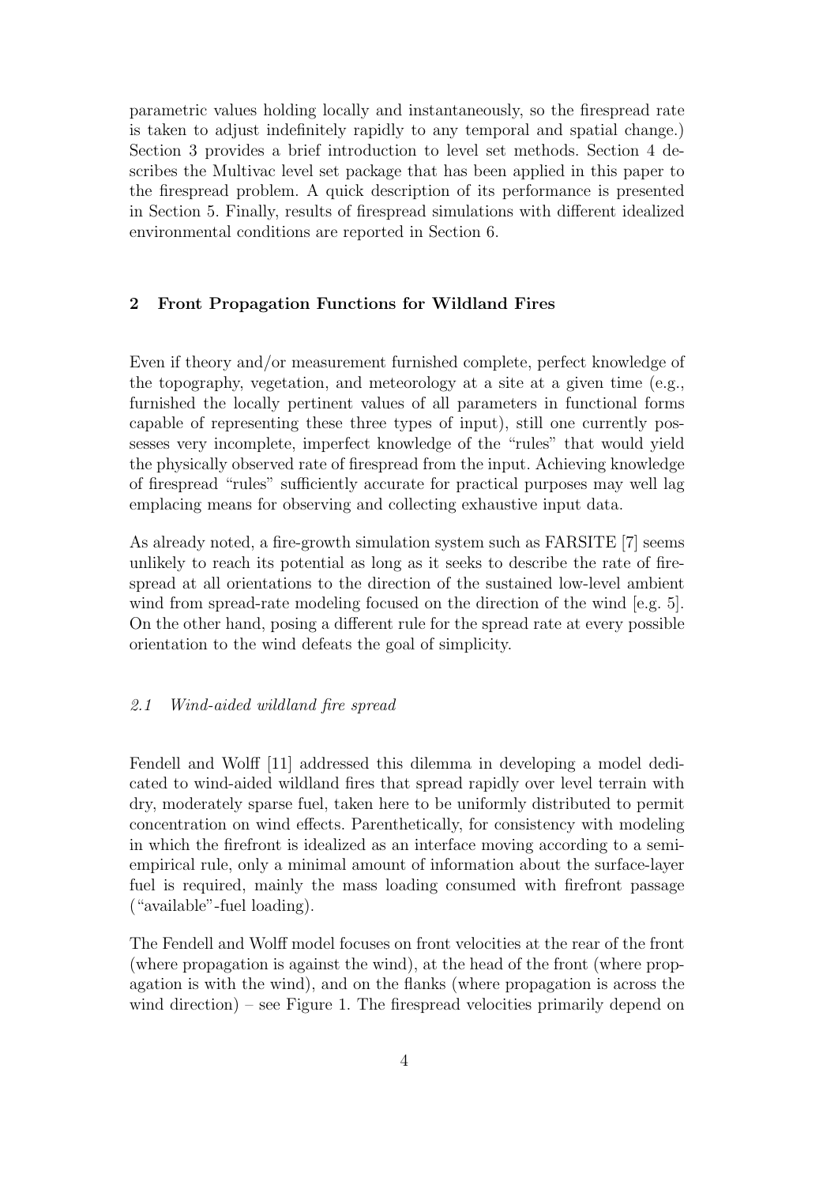parametric values holding locally and instantaneously, so the firespread rate is taken to adjust indefinitely rapidly to any temporal and spatial change.) Section 3 provides a brief introduction to level set methods. Section 4 describes the Multivac level set package that has been applied in this paper to the firespread problem. A quick description of its performance is presented in Section 5. Finally, results of firespread simulations with different idealized environmental conditions are reported in Section 6.

## 2 Front Propagation Functions for Wildland Fires

Even if theory and/or measurement furnished complete, perfect knowledge of the topography, vegetation, and meteorology at a site at a given time (e.g., furnished the locally pertinent values of all parameters in functional forms capable of representing these three types of input), still one currently possesses very incomplete, imperfect knowledge of the "rules" that would yield the physically observed rate of firespread from the input. Achieving knowledge of firespread "rules" sufficiently accurate for practical purposes may well lag emplacing means for observing and collecting exhaustive input data.

As already noted, a fire-growth simulation system such as FARSITE [7] seems unlikely to reach its potential as long as it seeks to describe the rate of firespread at all orientations to the direction of the sustained low-level ambient wind from spread-rate modeling focused on the direction of the wind [e.g. 5]. On the other hand, posing a different rule for the spread rate at every possible orientation to the wind defeats the goal of simplicity.

### *2.1 Wind-aided wildland fire spread*

Fendell and Wolff [11] addressed this dilemma in developing a model dedicated to wind-aided wildland fires that spread rapidly over level terrain with dry, moderately sparse fuel, taken here to be uniformly distributed to permit concentration on wind effects. Parenthetically, for consistency with modeling in which the firefront is idealized as an interface moving according to a semi-empirical rule, only a minimal amount of information about the surface-layer fuel is required, mainly the mass loading consumed with firefront passage ("available"-fuel loading).

The Fendell and Wolff model focuses on front velocities at the rear of the front (where propagation is against the wind), at the head of the front (where propagation is with the wind), and on the flanks (where propagation is across the wind direction) – see Figure 1. The firespread velocities primarily depend on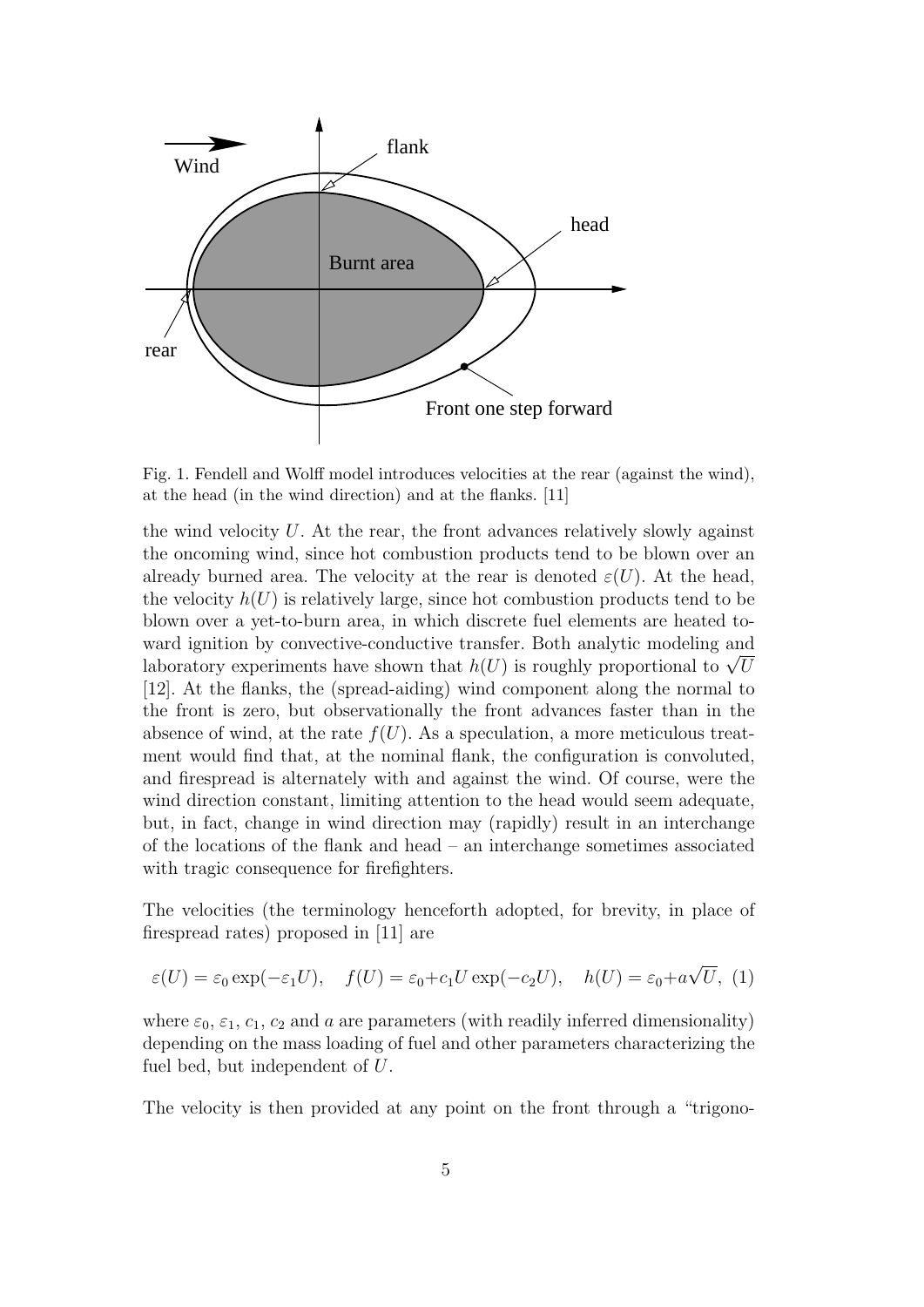Fig. 1. Fendell and Wolff model introduces velocities at the rear (against the wind), at the head (in the wind direction) and at the flanks. [11]

the wind velocity $U$. At the rear, the front advances relatively slowly against the oncoming wind, since hot combustion products tend to be blown over an already burned area. The velocity at the rear is denoted $\varepsilon(U)$. At the head, the velocity $h(U)$ is relatively large, since hot combustion products tend to be blown over a yet-to-burn area, in which discrete fuel elements are heated toward ignition by convective-conductive transfer. Both analytic modeling and laboratory experiments have shown that $h(U)$ is roughly proportional to $\sqrt{U}$ [12]. At the flanks, the (spread-aiding) wind component along the normal to the front is zero, but observationally the front advances faster than in the absence of wind, at the rate $f(U)$. As a speculation, a more meticulous treatment would find that, at the nominal flank, the configuration is convoluted, and firespread is alternately with and against the wind. Of course, were the wind direction constant, limiting attention to the head would seem adequate, but, in fact, change in wind direction may (rapidly) result in an interchange of the locations of the flank and head – an interchange sometimes associated with tragic consequence for firefighters.

The velocities (the terminology henceforth adopted, for brevity, in place of firespread rates) proposed in [11] are

$$\varepsilon(U) = \varepsilon_0 \exp(-\varepsilon_1 U), \quad f(U) = \varepsilon_0 + c_1 U \exp(-c_2 U), \quad h(U) = \varepsilon_0 + a\sqrt{U}, \tag{1}$$

where $\varepsilon_0$, $\varepsilon_1$, $c_1$, $c_2$ and $a$ are parameters (with readily inferred dimensionality) depending on the mass loading of fuel and other parameters characterizing the fuel bed, but independent of $U$.

The velocity is then provided at any point on the front through a "trigono-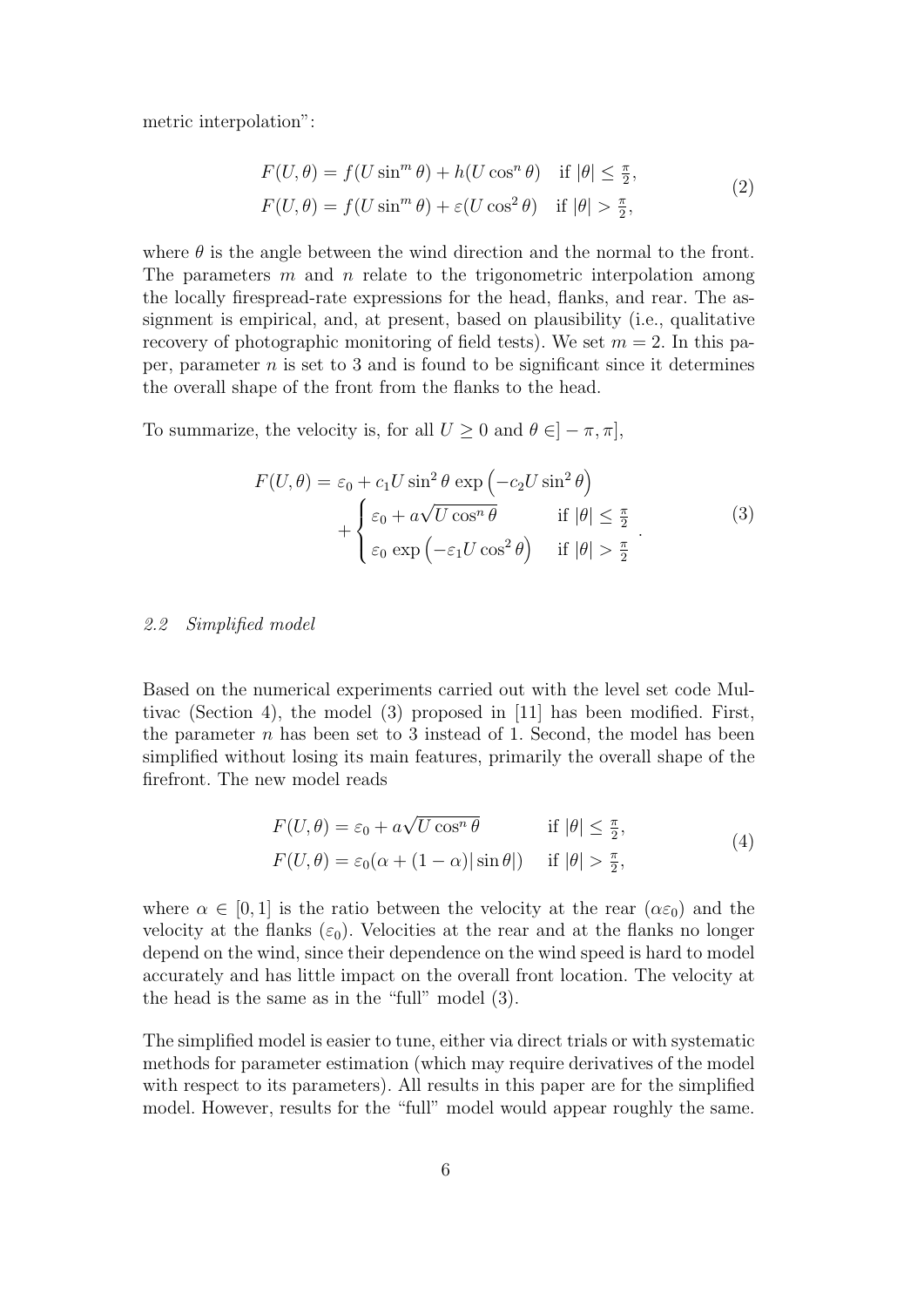metric interpolation":

$$
\begin{aligned}
F(U,\theta) &= f(U\sin^m\theta) + h(U\cos^n\theta) \quad \text{if } |\theta| \leq \tfrac{\pi}{2}, \\
F(U,\theta) &= f(U\sin^m\theta) + \varepsilon(U\cos^2\theta) \quad \text{if } |\theta| > \tfrac{\pi}{2},
\end{aligned}
\tag{2}
$$

where $\theta$ is the angle between the wind direction and the normal to the front. The parameters $m$ and $n$ relate to the trigonometric interpolation among the locally firespread-rate expressions for the head, flanks, and rear. The assignment is empirical, and, at present, based on plausibility (i.e., qualitative recovery of photographic monitoring of field tests). We set $m = 2$. In this paper, parameter $n$ is set to 3 and is found to be significant since it determines the overall shape of the front from the flanks to the head.

To summarize, the velocity is, for all $U \geq 0$ and $\theta \in ]-\pi, \pi]$,

$$
F(U,\theta) = \varepsilon_0 + c_1 U \sin^2\theta \exp\left(-c_2 U \sin^2\theta\right) + \begin{cases} \varepsilon_0 + a\sqrt{U\cos^n\theta} & \text{if } |\theta| \leq \frac{\pi}{2} \\ \varepsilon_0 \exp\left(-\varepsilon_1 U \cos^2\theta\right) & \text{if } |\theta| > \frac{\pi}{2} \end{cases}.
\tag{3}
$$

*2.2 Simplified model*

Based on the numerical experiments carried out with the level set code Multivac (Section 4), the model (3) proposed in [11] has been modified. First, the parameter $n$ has been set to 3 instead of 1. Second, the model has been simplified without losing its main features, primarily the overall shape of the firefront. The new model reads

$$
\begin{aligned}
F(U,\theta) &= \varepsilon_0 + a\sqrt{U\cos^n\theta} \qquad \text{if } |\theta| \leq \tfrac{\pi}{2}, \\
F(U,\theta) &= \varepsilon_0(\alpha + (1-\alpha)|\sin\theta|) \quad \text{if } |\theta| > \tfrac{\pi}{2},
\end{aligned}
\tag{4}
$$

where $\alpha \in [0, 1]$ is the ratio between the velocity at the rear ($\alpha\varepsilon_0$) and the velocity at the flanks ($\varepsilon_0$). Velocities at the rear and at the flanks no longer depend on the wind, since their dependence on the wind speed is hard to model accurately and has little impact on the overall front location. The velocity at the head is the same as in the "full" model (3).

The simplified model is easier to tune, either via direct trials or with systematic methods for parameter estimation (which may require derivatives of the model with respect to its parameters). All results in this paper are for the simplified model. However, results for the "full" model would appear roughly the same.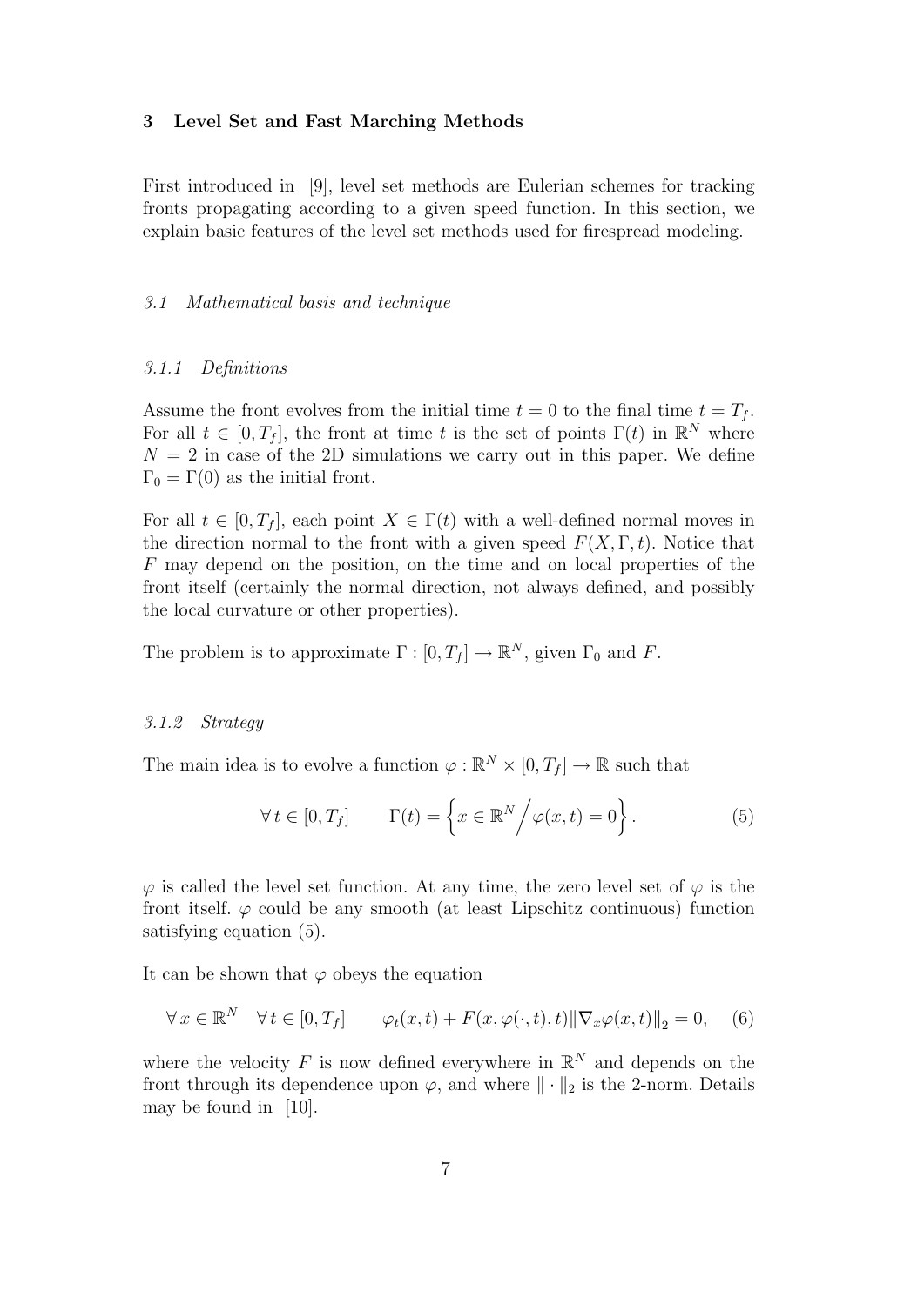## 3 Level Set and Fast Marching Methods

First introduced in [9], level set methods are Eulerian schemes for tracking fronts propagating according to a given speed function. In this section, we explain basic features of the level set methods used for firespread modeling.

### *3.1 Mathematical basis and technique*

#### *3.1.1 Definitions*

Assume the front evolves from the initial time $t = 0$ to the final time $t = T_f$. For all $t \in [0, T_f]$, the front at time $t$ is the set of points $\Gamma(t)$ in $\mathbb{R}^N$ where $N = 2$ in case of the 2D simulations we carry out in this paper. We define $\Gamma_0 = \Gamma(0)$ as the initial front.

For all $t \in [0, T_f]$, each point $X \in \Gamma(t)$ with a well-defined normal moves in the direction normal to the front with a given speed $F(X, \Gamma, t)$. Notice that $F$ may depend on the position, on the time and on local properties of the front itself (certainly the normal direction, not always defined, and possibly the local curvature or other properties).

The problem is to approximate $\Gamma : [0, T_f] \to \mathbb{R}^N$, given $\Gamma_0$ and $F$.

#### *3.1.2 Strategy*

The main idea is to evolve a function $\varphi : \mathbb{R}^N \times [0, T_f] \to \mathbb{R}$ such that

$$\forall\, t \in [0, T_f] \qquad \Gamma(t) = \left\{ x \in \mathbb{R}^N \Big/ \varphi(x, t) = 0 \right\}. \tag{5}$$

$\varphi$ is called the level set function. At any time, the zero level set of $\varphi$ is the front itself. $\varphi$ could be any smooth (at least Lipschitz continuous) function satisfying equation (5).

It can be shown that $\varphi$ obeys the equation

$$\forall\, x \in \mathbb{R}^N \quad \forall\, t \in [0, T_f] \qquad \varphi_t(x, t) + F(x, \varphi(\cdot, t), t) \|\nabla_x \varphi(x, t)\|_2 = 0, \tag{6}$$

where the velocity $F$ is now defined everywhere in $\mathbb{R}^N$ and depends on the front through its dependence upon $\varphi$, and where $\| \cdot \|_2$ is the 2-norm. Details may be found in [10].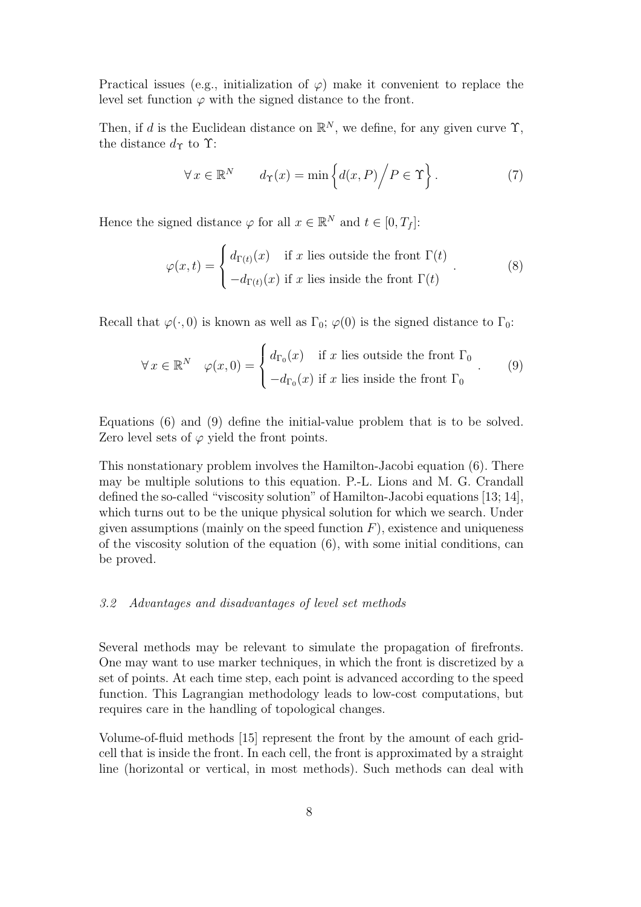Practical issues (e.g., initialization of $\varphi$) make it convenient to replace the level set function $\varphi$ with the signed distance to the front.

Then, if $d$ is the Euclidean distance on $\mathbb{R}^N$, we define, for any given curve $\Upsilon$, the distance $d_\Upsilon$ to $\Upsilon$:

$$\forall\, x \in \mathbb{R}^N \qquad d_\Upsilon(x) = \min\left\{ d(x, P) \Big/ P \in \Upsilon \right\}. \tag{7}$$

Hence the signed distance $\varphi$ for all $x \in \mathbb{R}^N$ and $t \in [0, T_f]$:

$$\varphi(x,t) = \begin{cases} d_{\Gamma(t)}(x) & \text{if } x \text{ lies outside the front } \Gamma(t) \\ -d_{\Gamma(t)}(x) & \text{if } x \text{ lies inside the front } \Gamma(t) \end{cases}. \tag{8}$$

Recall that $\varphi(\cdot, 0)$ is known as well as $\Gamma_0$; $\varphi(0)$ is the signed distance to $\Gamma_0$:

$$\forall\, x \in \mathbb{R}^N \quad \varphi(x,0) = \begin{cases} d_{\Gamma_0}(x) & \text{if } x \text{ lies outside the front } \Gamma_0 \\ -d_{\Gamma_0}(x) & \text{if } x \text{ lies inside the front } \Gamma_0 \end{cases}. \tag{9}$$

Equations (6) and (9) define the initial-value problem that is to be solved. Zero level sets of $\varphi$ yield the front points.

This nonstationary problem involves the Hamilton-Jacobi equation (6). There may be multiple solutions to this equation. P.-L. Lions and M. G. Crandall defined the so-called "viscosity solution" of Hamilton-Jacobi equations [13; 14], which turns out to be the unique physical solution for which we search. Under given assumptions (mainly on the speed function $F$), existence and uniqueness of the viscosity solution of the equation (6), with some initial conditions, can be proved.

### *3.2 Advantages and disadvantages of level set methods*

Several methods may be relevant to simulate the propagation of firefronts. One may want to use marker techniques, in which the front is discretized by a set of points. At each time step, each point is advanced according to the speed function. This Lagrangian methodology leads to low-cost computations, but requires care in the handling of topological changes.

Volume-of-fluid methods [15] represent the front by the amount of each grid-cell that is inside the front. In each cell, the front is approximated by a straight line (horizontal or vertical, in most methods). Such methods can deal with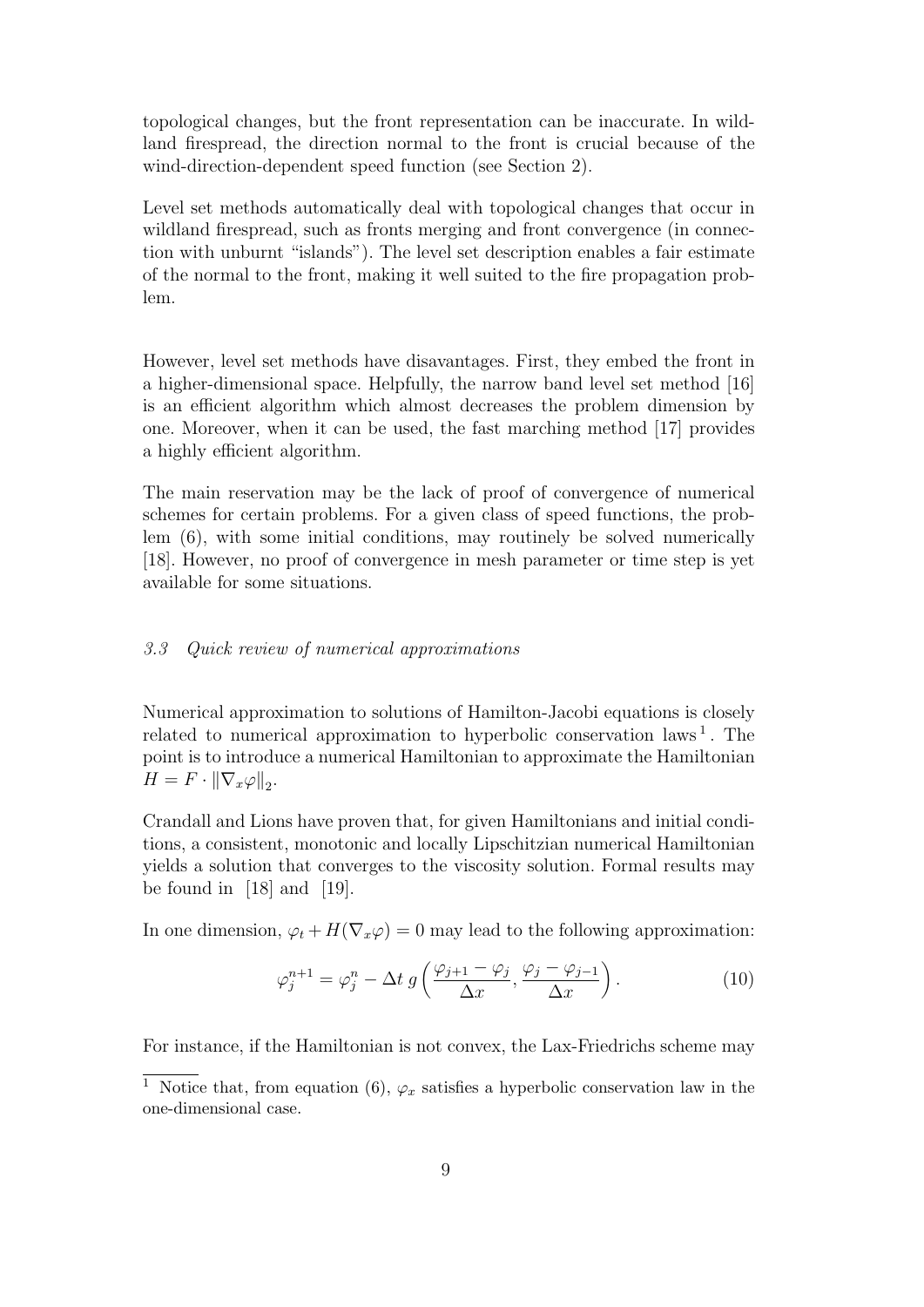topological changes, but the front representation can be inaccurate. In wildland firespread, the direction normal to the front is crucial because of the wind-direction-dependent speed function (see Section 2).

Level set methods automatically deal with topological changes that occur in wildland firespread, such as fronts merging and front convergence (in connection with unburnt "islands"). The level set description enables a fair estimate of the normal to the front, making it well suited to the fire propagation problem.

However, level set methods have disavantages. First, they embed the front in a higher-dimensional space. Helpfully, the narrow band level set method [16] is an efficient algorithm which almost decreases the problem dimension by one. Moreover, when it can be used, the fast marching method [17] provides a highly efficient algorithm.

The main reservation may be the lack of proof of convergence of numerical schemes for certain problems. For a given class of speed functions, the problem (6), with some initial conditions, may routinely be solved numerically [18]. However, no proof of convergence in mesh parameter or time step is yet available for some situations.

### *3.3 Quick review of numerical approximations*

Numerical approximation to solutions of Hamilton-Jacobi equations is closely related to numerical approximation to hyperbolic conservation laws [1]. The point is to introduce a numerical Hamiltonian to approximate the Hamiltonian $H = F \cdot \|\nabla_x \varphi\|_2$.

Crandall and Lions have proven that, for given Hamiltonians and initial conditions, a consistent, monotonic and locally Lipschitzian numerical Hamiltonian yields a solution that converges to the viscosity solution. Formal results may be found in [18] and [19].

In one dimension, $\varphi_t + H(\nabla_x \varphi) = 0$ may lead to the following approximation:

$$\varphi_j^{n+1} = \varphi_j^n - \Delta t \; g\left(\frac{\varphi_{j+1} - \varphi_j}{\Delta x}, \frac{\varphi_j - \varphi_{j-1}}{\Delta x}\right). \tag{10}$$

For instance, if the Hamiltonian is not convex, the Lax-Friedrichs scheme may

[1] Notice that, from equation (6), $\varphi_x$ satisfies a hyperbolic conservation law in the one-dimensional case.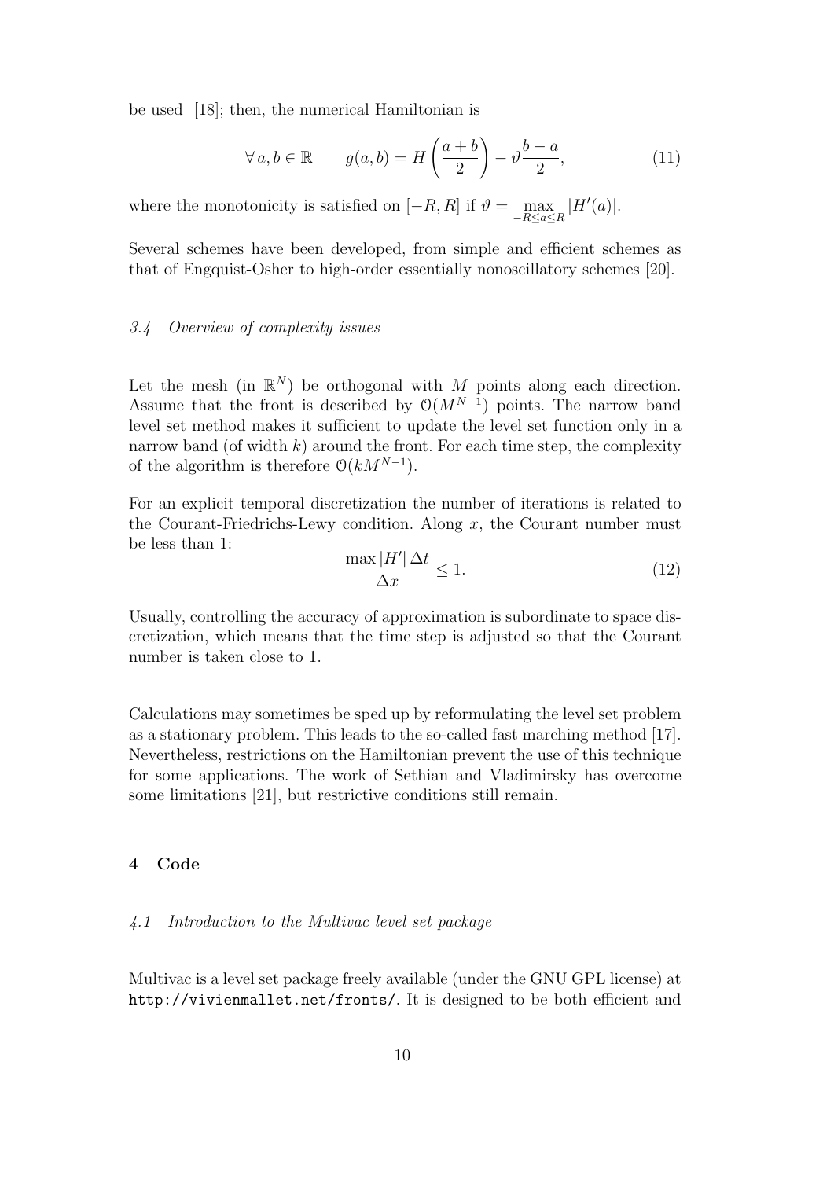be used [18]; then, the numerical Hamiltonian is

$$\forall\, a, b \in \mathbb{R} \qquad g(a,b) = H\left(\frac{a+b}{2}\right) - \vartheta\frac{b-a}{2}, \tag{11}$$

where the monotonicity is satisfied on $[-R, R]$ if $\vartheta = \max_{-R \leq a \leq R} |H'(a)|$.

Several schemes have been developed, from simple and efficient schemes as that of Engquist-Osher to high-order essentially nonoscillatory schemes [20].

### *3.4 Overview of complexity issues*

Let the mesh (in $\mathbb{R}^N$) be orthogonal with $M$ points along each direction. Assume that the front is described by $\mathcal{O}(M^{N-1})$ points. The narrow band level set method makes it sufficient to update the level set function only in a narrow band (of width $k$) around the front. For each time step, the complexity of the algorithm is therefore $\mathcal{O}(kM^{N-1})$.

For an explicit temporal discretization the number of iterations is related to the Courant-Friedrichs-Lewy condition. Along $x$, the Courant number must be less than 1:

$$\frac{\max |H'|\, \Delta t}{\Delta x} \leq 1. \tag{12}$$

Usually, controlling the accuracy of approximation is subordinate to space discretization, which means that the time step is adjusted so that the Courant number is taken close to 1.

Calculations may sometimes be sped up by reformulating the level set problem as a stationary problem. This leads to the so-called fast marching method [17]. Nevertheless, restrictions on the Hamiltonian prevent the use of this technique for some applications. The work of Sethian and Vladimirsky has overcome some limitations [21], but restrictive conditions still remain.

## 4 Code

### *4.1 Introduction to the Multivac level set package*

Multivac is a level set package freely available (under the GNU GPL license) at `http://vivienmallet.net/fronts/`. It is designed to be both efficient and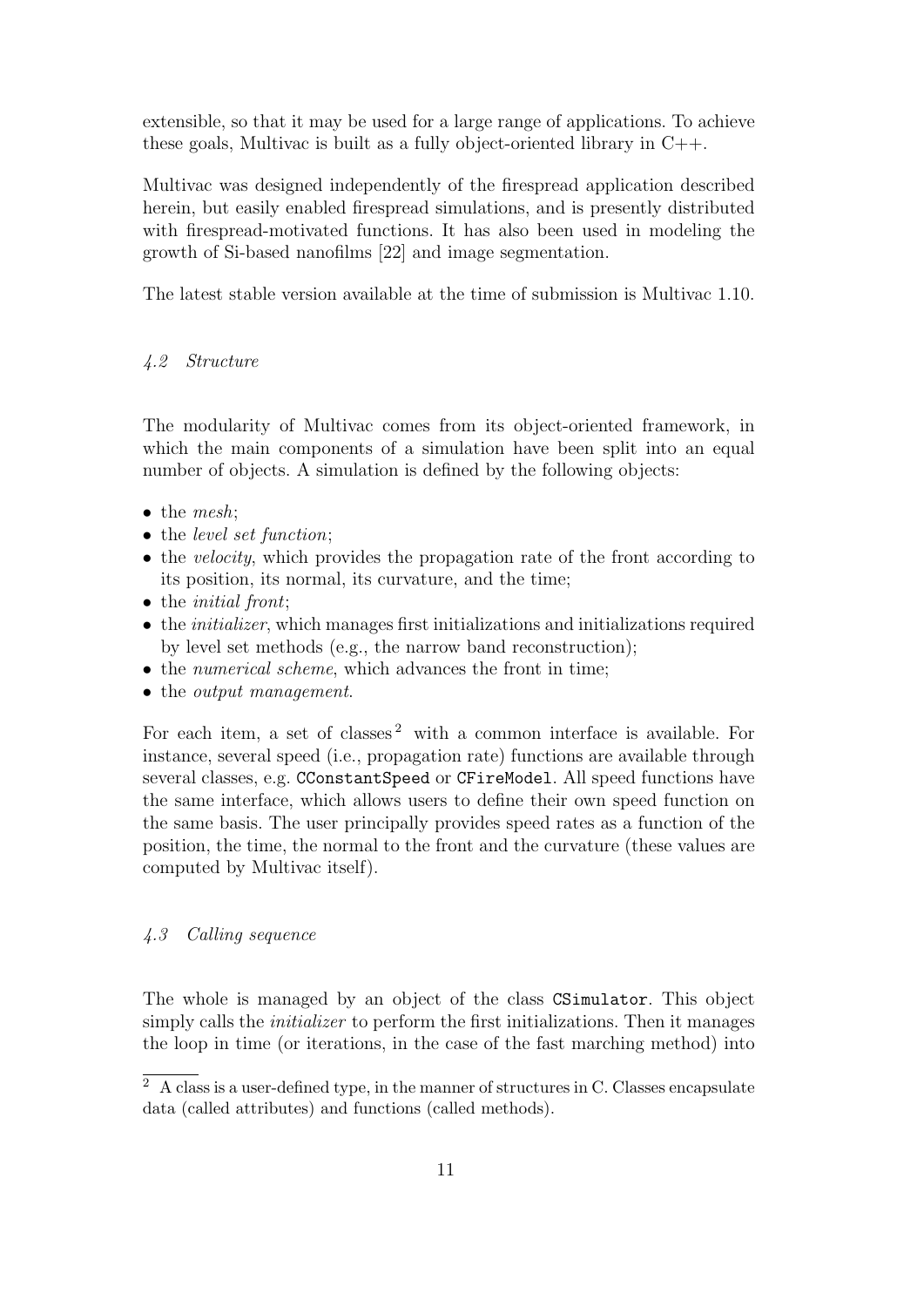extensible, so that it may be used for a large range of applications. To achieve these goals, Multivac is built as a fully object-oriented library in C++.

Multivac was designed independently of the firespread application described herein, but easily enabled firespread simulations, and is presently distributed with firespread-motivated functions. It has also been used in modeling the growth of Si-based nanofilms [22] and image segmentation.

The latest stable version available at the time of submission is Multivac 1.10.

### *4.2 Structure*

The modularity of Multivac comes from its object-oriented framework, in which the main components of a simulation have been split into an equal number of objects. A simulation is defined by the following objects:

- the *mesh*;
- the *level set function*;
- the *velocity*, which provides the propagation rate of the front according to its position, its normal, its curvature, and the time;
- the *initial front*;
- the *initializer*, which manages first initializations and initializations required by level set methods (e.g., the narrow band reconstruction);
- the *numerical scheme*, which advances the front in time;
- the *output management*.

For each item, a set of classes [2] with a common interface is available. For instance, several speed (i.e., propagation rate) functions are available through several classes, e.g. `CConstantSpeed` or `CFireModel`. All speed functions have the same interface, which allows users to define their own speed function on the same basis. The user principally provides speed rates as a function of the position, the time, the normal to the front and the curvature (these values are computed by Multivac itself).

### *4.3 Calling sequence*

The whole is managed by an object of the class `CSimulator`. This object simply calls the *initializer* to perform the first initializations. Then it manages the loop in time (or iterations, in the case of the fast marching method) into

[2] A class is a user-defined type, in the manner of structures in C. Classes encapsulate data (called attributes) and functions (called methods).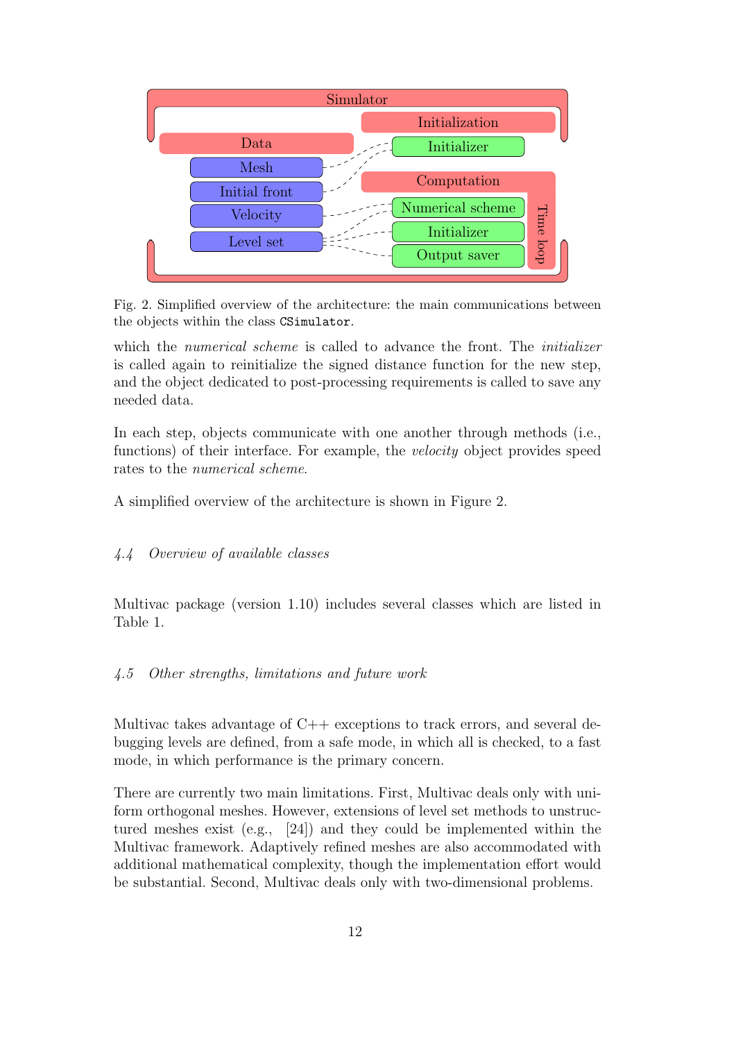Fig. 2. Simplified overview of the architecture: the main communications between the objects within the class `CSimulator`.

which the *numerical scheme* is called to advance the front. The *initializer* is called again to reinitialize the signed distance function for the new step, and the object dedicated to post-processing requirements is called to save any needed data.

In each step, objects communicate with one another through methods (i.e., functions) of their interface. For example, the *velocity* object provides speed rates to the *numerical scheme*.

A simplified overview of the architecture is shown in Figure 2.

### *4.4 Overview of available classes*

Multivac package (version 1.10) includes several classes which are listed in Table 1.

### *4.5 Other strengths, limitations and future work*

Multivac takes advantage of C++ exceptions to track errors, and several debugging levels are defined, from a safe mode, in which all is checked, to a fast mode, in which performance is the primary concern.

There are currently two main limitations. First, Multivac deals only with uniform orthogonal meshes. However, extensions of level set methods to unstructured meshes exist (e.g., [24]) and they could be implemented within the Multivac framework. Adaptively refined meshes are also accommodated with additional mathematical complexity, though the implementation effort would be substantial. Second, Multivac deals only with two-dimensional problems.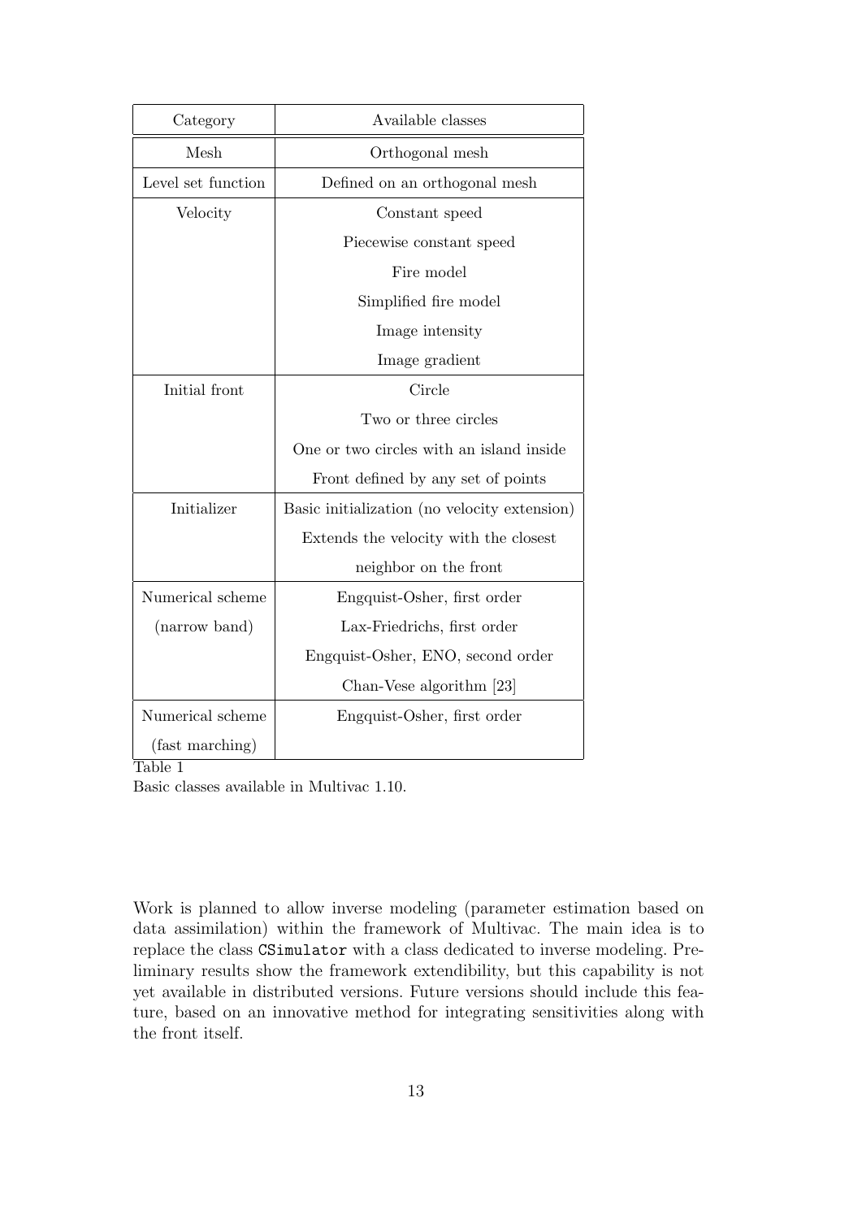| Category | Available classes |
|---|---|
| Mesh | Orthogonal mesh |
| Level set function | Defined on an orthogonal mesh |
| Velocity | Constant speed |
| | Piecewise constant speed |
| | Fire model |
| | Simplified fire model |
| | Image intensity |
| | Image gradient |
| Initial front | Circle |
| | Two or three circles |
| | One or two circles with an island inside |
| | Front defined by any set of points |
| Initializer | Basic initialization (no velocity extension) |
| | Extends the velocity with the closest neighbor on the front |
| Numerical scheme (narrow band) | Engquist-Osher, first order |
| | Lax-Friedrichs, first order |
| | Engquist-Osher, ENO, second order |
| | Chan-Vese algorithm [23] |
| Numerical scheme (fast marching) | Engquist-Osher, first order |

Table 1

Basic classes available in Multivac 1.10.

Work is planned to allow inverse modeling (parameter estimation based on data assimilation) within the framework of Multivac. The main idea is to replace the class `CSimulator` with a class dedicated to inverse modeling. Preliminary results show the framework extendibility, but this capability is not yet available in distributed versions. Future versions should include this feature, based on an innovative method for integrating sensitivities along with the front itself.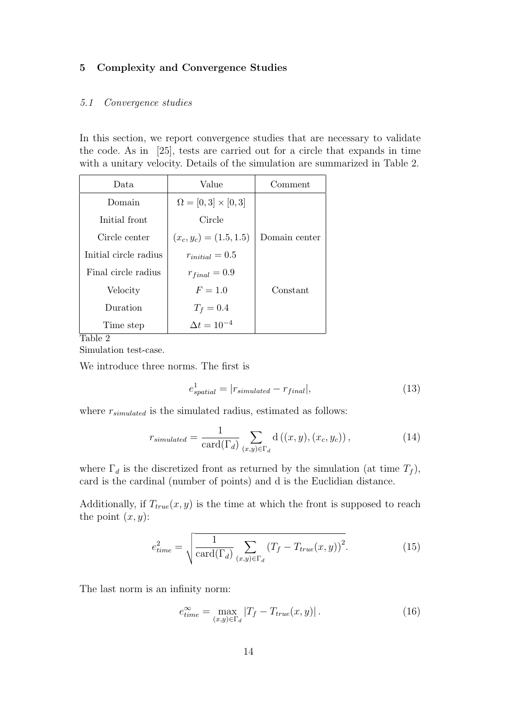## 5 Complexity and Convergence Studies

### 5.1 Convergence studies

In this section, we report convergence studies that are necessary to validate the code. As in [25], tests are carried out for a circle that expands in time with a unitary velocity. Details of the simulation are summarized in Table 2.

| Data | Value | Comment |
|---|---|---|
| Domain | $\Omega = [0, 3] \times [0, 3]$ | |
| Initial front | Circle | |
| Circle center | $(x_c, y_c) = (1.5, 1.5)$ | Domain center |
| Initial circle radius | $r_{initial} = 0.5$ | |
| Final circle radius | $r_{final} = 0.9$ | |
| Velocity | $F = 1.0$ | Constant |
| Duration | $T_f = 0.4$ | |
| Time step | $\Delta t = 10^{-4}$ | |

Table 2
Simulation test-case.

We introduce three norms. The first is

$$e^1_{spatial} = |r_{simulated} - r_{final}|, \tag{13}$$

where $r_{simulated}$ is the simulated radius, estimated as follows:

$$r_{simulated} = \frac{1}{\text{card}(\Gamma_d)} \sum_{(x,y) \in \Gamma_d} \text{d}\left((x, y), (x_c, y_c)\right), \tag{14}$$

where $\Gamma_d$ is the discretized front as returned by the simulation (at time $T_f$), card is the cardinal (number of points) and d is the Euclidian distance.

Additionally, if $T_{true}(x, y)$ is the time at which the front is supposed to reach the point $(x, y)$:

$$e^2_{time} = \sqrt{\frac{1}{\text{card}(\Gamma_d)} \sum_{(x,y) \in \Gamma_d} \left(T_f - T_{true}(x, y)\right)^2}. \tag{15}$$

The last norm is an infinity norm:

$$e^\infty_{time} = \max_{(x,y) \in \Gamma_d} \left|T_f - T_{true}(x, y)\right|. \tag{16}$$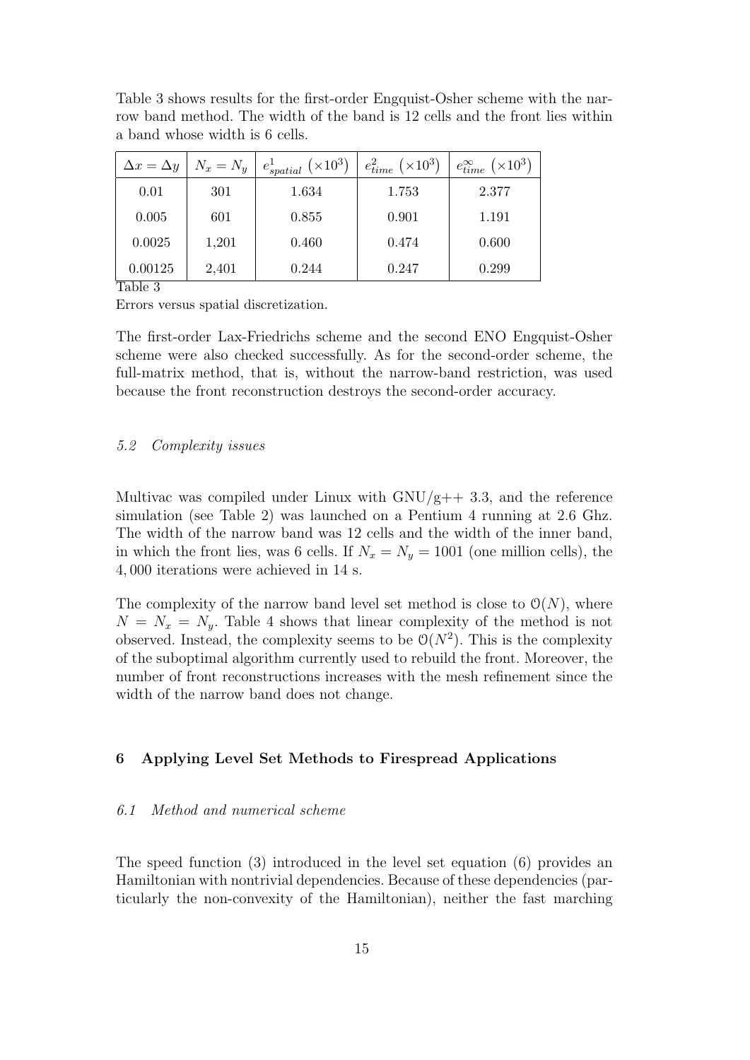Table 3 shows results for the first-order Engquist-Osher scheme with the narrow band method. The width of the band is 12 cells and the front lies within a band whose width is 6 cells.

| $\Delta x = \Delta y$ | $N_x = N_y$ | $e^1_{spatial}$ $(\times 10^3)$ | $e^2_{time}$ $(\times 10^3)$ | $e^\infty_{time}$ $(\times 10^3)$ |
|---|---|---|---|---|
| 0.01 | 301 | 1.634 | 1.753 | 2.377 |
| 0.005 | 601 | 0.855 | 0.901 | 1.191 |
| 0.0025 | 1,201 | 0.460 | 0.474 | 0.600 |
| 0.00125 | 2,401 | 0.244 | 0.247 | 0.299 |

Table 3

Errors versus spatial discretization.

The first-order Lax-Friedrichs scheme and the second ENO Engquist-Osher scheme were also checked successfully. As for the second-order scheme, the full-matrix method, that is, without the narrow-band restriction, was used because the front reconstruction destroys the second-order accuracy.

### *5.2 Complexity issues*

Multivac was compiled under Linux with GNU/g++ 3.3, and the reference simulation (see Table 2) was launched on a Pentium 4 running at 2.6 Ghz. The width of the narrow band was 12 cells and the width of the inner band, in which the front lies, was 6 cells. If $N_x = N_y = 1001$ (one million cells), the 4, 000 iterations were achieved in 14 s.

The complexity of the narrow band level set method is close to $\mathcal{O}(N)$, where $N = N_x = N_y$. Table 4 shows that linear complexity of the method is not observed. Instead, the complexity seems to be $\mathcal{O}(N^2)$. This is the complexity of the suboptimal algorithm currently used to rebuild the front. Moreover, the number of front reconstructions increases with the mesh refinement since the width of the narrow band does not change.

## 6 Applying Level Set Methods to Firespread Applications

### *6.1 Method and numerical scheme*

The speed function (3) introduced in the level set equation (6) provides an Hamiltonian with nontrivial dependencies. Because of these dependencies (particularly the non-convexity of the Hamiltonian), neither the fast marching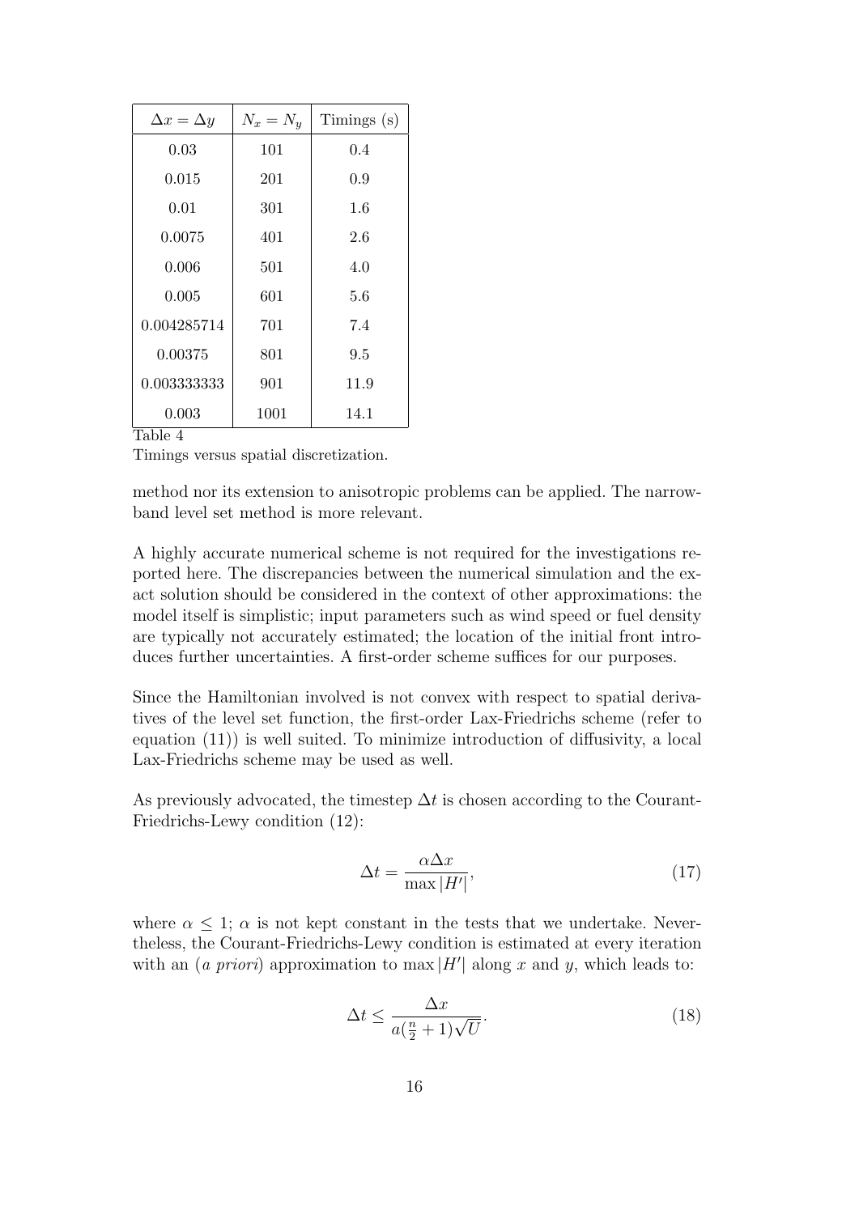| $\Delta x = \Delta y$ | $N_x = N_y$ | Timings (s) |
|---|---|---|
| 0.03 | 101 | 0.4 |
| 0.015 | 201 | 0.9 |
| 0.01 | 301 | 1.6 |
| 0.0075 | 401 | 2.6 |
| 0.006 | 501 | 4.0 |
| 0.005 | 601 | 5.6 |
| 0.004285714 | 701 | 7.4 |
| 0.00375 | 801 | 9.5 |
| 0.003333333 | 901 | 11.9 |
| 0.003 | 1001 | 14.1 |

Table 4

Timings versus spatial discretization.

method nor its extension to anisotropic problems can be applied. The narrow-band level set method is more relevant.

A highly accurate numerical scheme is not required for the investigations reported here. The discrepancies between the numerical simulation and the exact solution should be considered in the context of other approximations: the model itself is simplistic; input parameters such as wind speed or fuel density are typically not accurately estimated; the location of the initial front introduces further uncertainties. A first-order scheme suffices for our purposes.

Since the Hamiltonian involved is not convex with respect to spatial derivatives of the level set function, the first-order Lax-Friedrichs scheme (refer to equation (11)) is well suited. To minimize introduction of diffusivity, a local Lax-Friedrichs scheme may be used as well.

As previously advocated, the timestep $\Delta t$ is chosen according to the Courant-Friedrichs-Lewy condition (12):

$$\Delta t = \frac{\alpha \Delta x}{\max |H'|}, \tag{17}$$

where $\alpha \leq 1$; $\alpha$ is not kept constant in the tests that we undertake. Nevertheless, the Courant-Friedrichs-Lewy condition is estimated at every iteration with an (*a priori*) approximation to $\max |H'|$ along $x$ and $y$, which leads to:

$$\Delta t \leq \frac{\Delta x}{a(\frac{n}{2} + 1)\sqrt{U}}. \tag{18}$$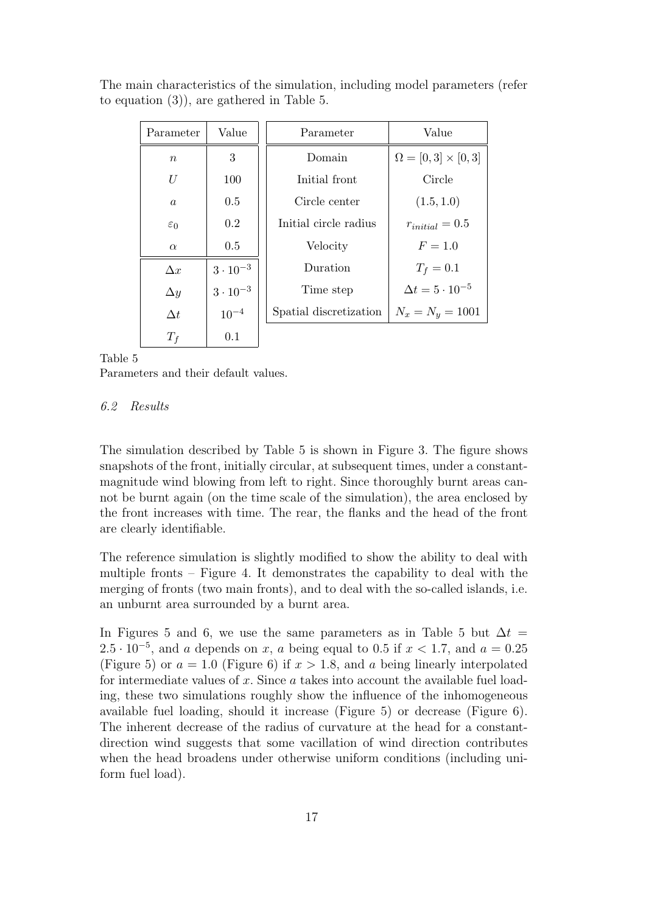The main characteristics of the simulation, including model parameters (refer to equation (3)), are gathered in Table 5.

| Parameter | Value |
|---|---|
| $n$ | 3 |
| $U$ | 100 |
| $a$ | 0.5 |
| $\varepsilon_0$ | 0.2 |
| $\alpha$ | 0.5 |
| $\Delta x$ | $3 \cdot 10^{-3}$ |
| $\Delta y$ | $3 \cdot 10^{-3}$ |
| $\Delta t$ | $10^{-4}$ |
| $T_f$ | 0.1 |

| Parameter | Value |
|---|---|
| Domain | $\Omega = [0, 3] \times [0, 3]$ |
| Initial front | Circle |
| Circle center | $(1.5, 1.0)$ |
| Initial circle radius | $r_{initial} = 0.5$ |
| Velocity | $F = 1.0$ |
| Duration | $T_f = 0.1$ |
| Time step | $\Delta t = 5 \cdot 10^{-5}$ |
| Spatial discretization | $N_x = N_y = 1001$ |

Table 5
Parameters and their default values.

### *6.2 Results*

The simulation described by Table 5 is shown in Figure 3. The figure shows snapshots of the front, initially circular, at subsequent times, under a constant-magnitude wind blowing from left to right. Since thoroughly burnt areas cannot be burnt again (on the time scale of the simulation), the area enclosed by the front increases with time. The rear, the flanks and the head of the front are clearly identifiable.

The reference simulation is slightly modified to show the ability to deal with multiple fronts – Figure 4. It demonstrates the capability to deal with the merging of fronts (two main fronts), and to deal with the so-called islands, i.e. an unburnt area surrounded by a burnt area.

In Figures 5 and 6, we use the same parameters as in Table 5 but $\Delta t = 2.5 \cdot 10^{-5}$, and $a$ depends on $x$, $a$ being equal to 0.5 if $x < 1.7$, and $a = 0.25$ (Figure 5) or $a = 1.0$ (Figure 6) if $x > 1.8$, and $a$ being linearly interpolated for intermediate values of $x$. Since $a$ takes into account the available fuel loading, these two simulations roughly show the influence of the inhomogeneous available fuel loading, should it increase (Figure 5) or decrease (Figure 6). The inherent decrease of the radius of curvature at the head for a constant-direction wind suggests that some vacillation of wind direction contributes when the head broadens under otherwise uniform conditions (including uniform fuel load).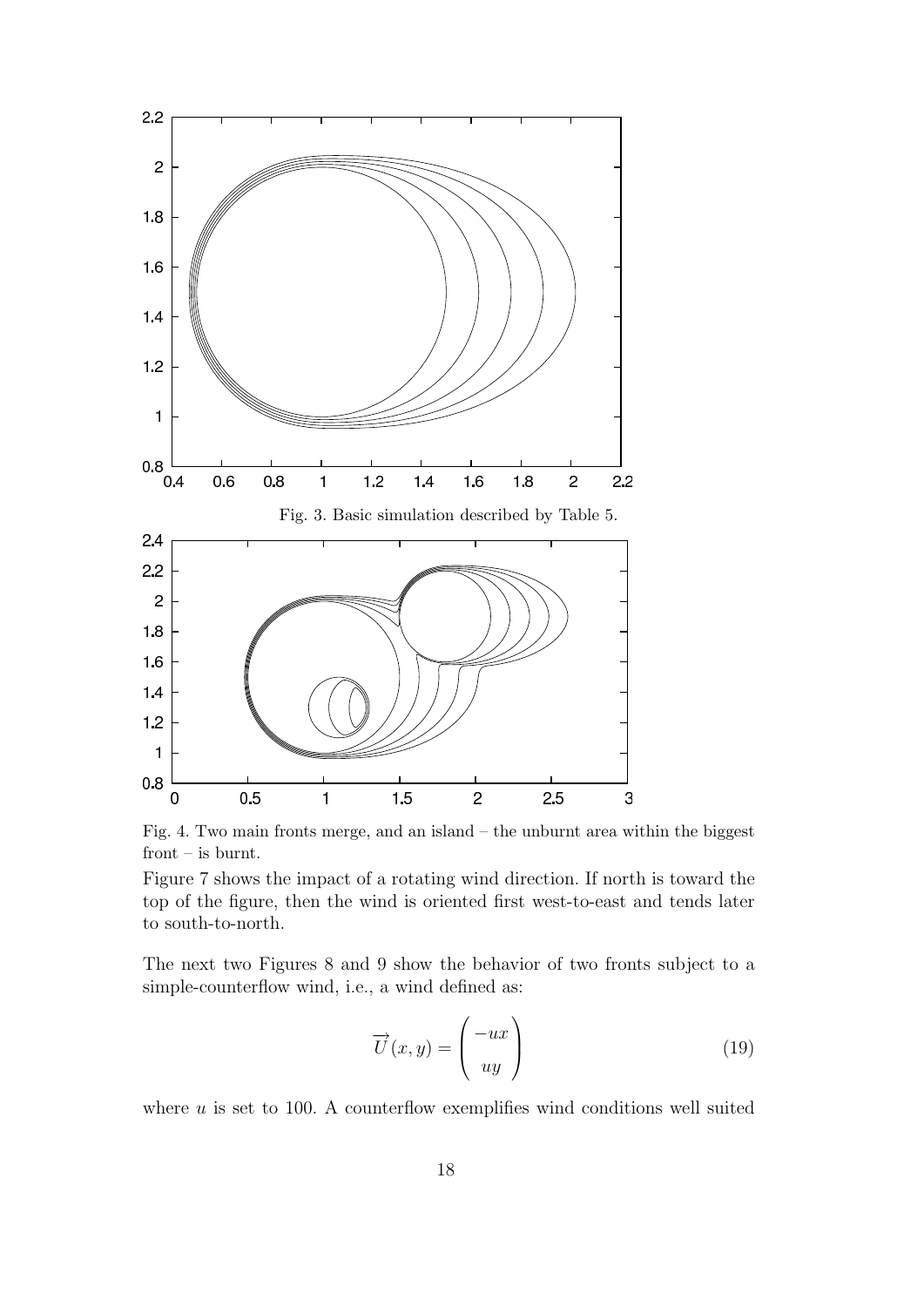Fig. 3. Basic simulation described by Table 5.

Fig. 4. Two main fronts merge, and an island – the unburnt area within the biggest front – is burnt.

Figure 7 shows the impact of a rotating wind direction. If north is toward the top of the figure, then the wind is oriented first west-to-east and tends later to south-to-north.

The next two Figures 8 and 9 show the behavior of two fronts subject to a simple-counterflow wind, i.e., a wind defined as:

$$\overrightarrow{U}(x,y) = \begin{pmatrix} -ux \\ uy \end{pmatrix} \tag{19}$$

where $u$ is set to 100. A counterflow exemplifies wind conditions well suited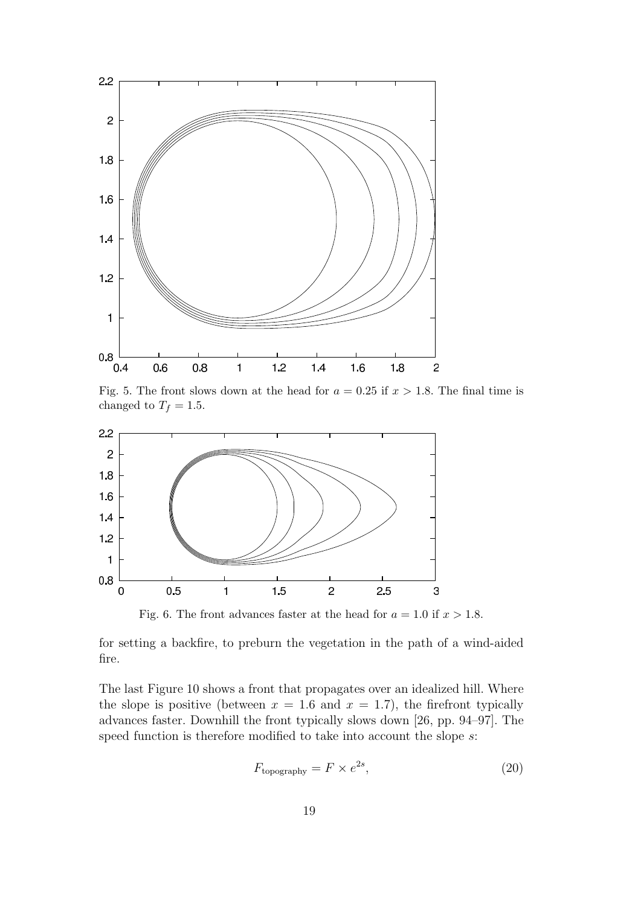Fig. 5. The front slows down at the head for $a = 0.25$ if $x > 1.8$. The final time is changed to $T_f = 1.5$.

Fig. 6. The front advances faster at the head for $a = 1.0$ if $x > 1.8$.

for setting a backfire, to preburn the vegetation in the path of a wind-aided fire.

The last Figure 10 shows a front that propagates over an idealized hill. Where the slope is positive (between $x = 1.6$ and $x = 1.7$), the firefront typically advances faster. Downhill the front typically slows down [26, pp. 94–97]. The speed function is therefore modified to take into account the slope $s$:

$$F_{\text{topography}} = F \times e^{2s}, \tag{20}$$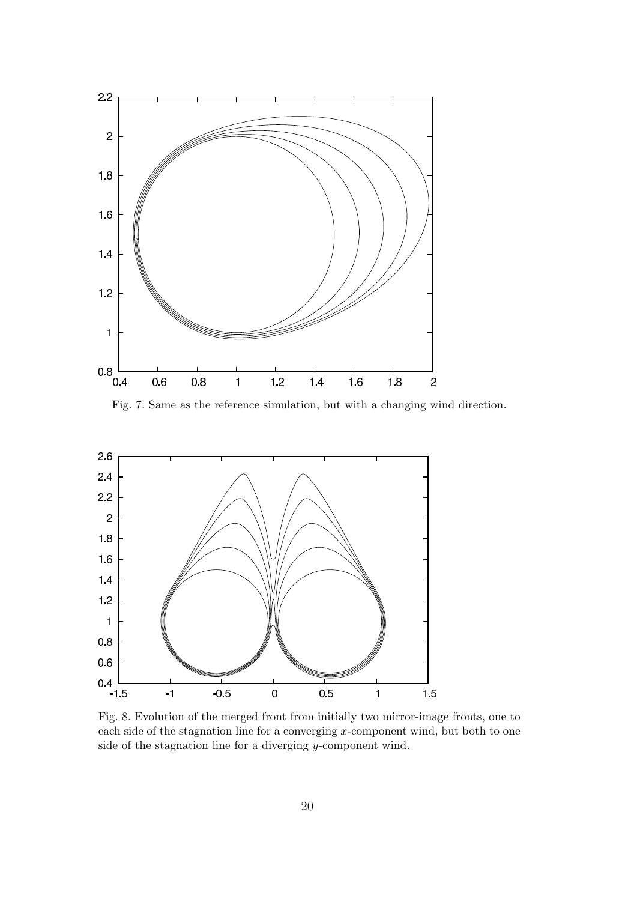Fig. 7. Same as the reference simulation, but with a changing wind direction.

Fig. 8. Evolution of the merged front from initially two mirror-image fronts, one to each side of the stagnation line for a converging $x$-component wind, but both to one side of the stagnation line for a diverging $y$-component wind.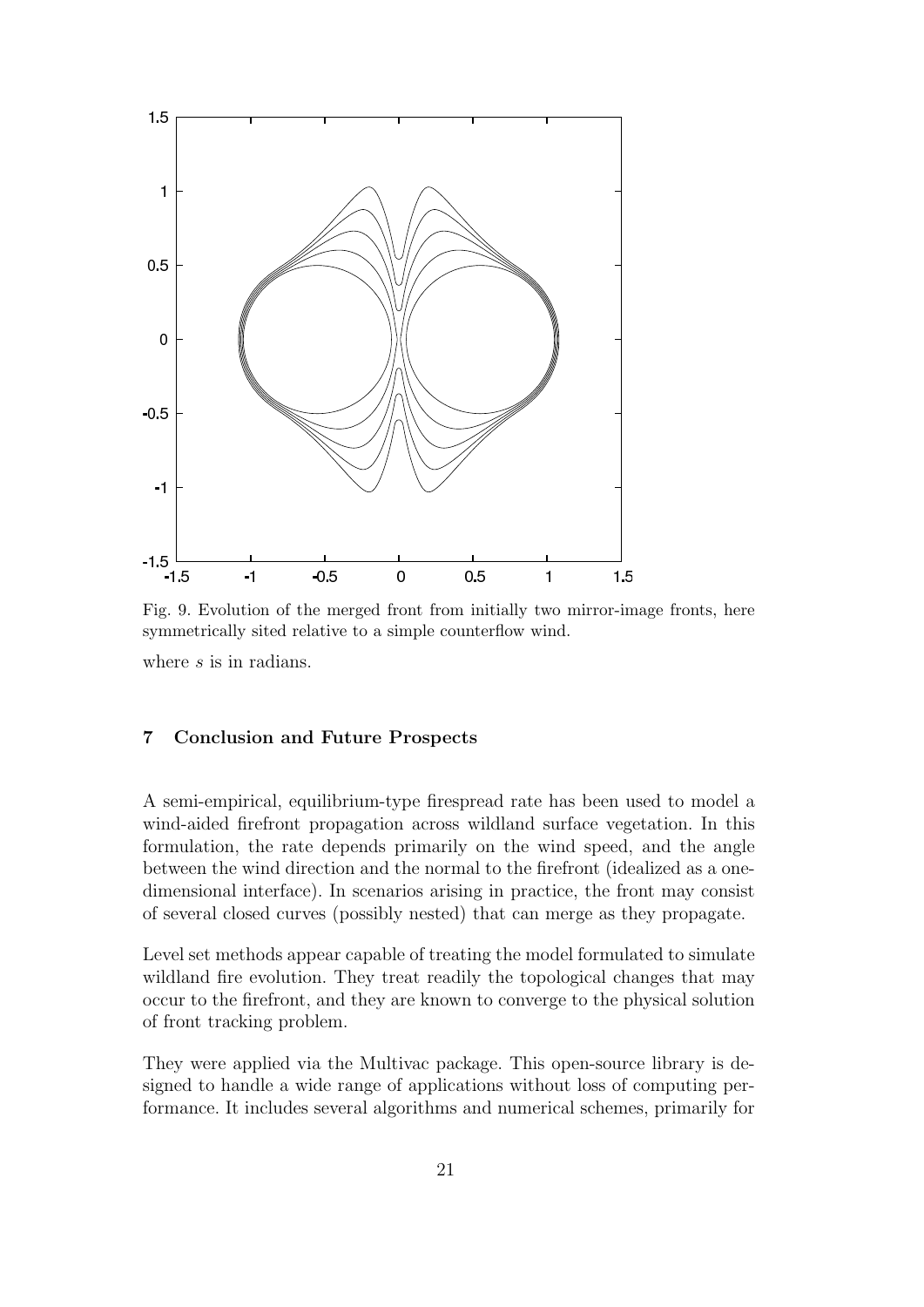Fig. 9. Evolution of the merged front from initially two mirror-image fronts, here symmetrically sited relative to a simple counterflow wind.

where $s$ is in radians.

## 7 Conclusion and Future Prospects

A semi-empirical, equilibrium-type firespread rate has been used to model a wind-aided firefront propagation across wildland surface vegetation. In this formulation, the rate depends primarily on the wind speed, and the angle between the wind direction and the normal to the firefront (idealized as a one-dimensional interface). In scenarios arising in practice, the front may consist of several closed curves (possibly nested) that can merge as they propagate.

Level set methods appear capable of treating the model formulated to simulate wildland fire evolution. They treat readily the topological changes that may occur to the firefront, and they are known to converge to the physical solution of front tracking problem.

They were applied via the Multivac package. This open-source library is designed to handle a wide range of applications without loss of computing performance. It includes several algorithms and numerical schemes, primarily for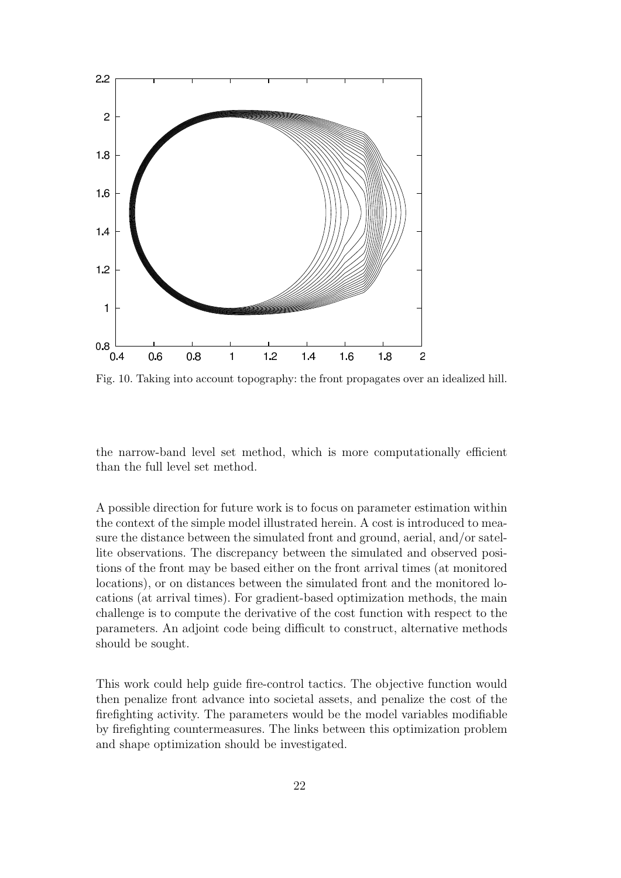Fig. 10. Taking into account topography: the front propagates over an idealized hill.

the narrow-band level set method, which is more computationally efficient than the full level set method.

A possible direction for future work is to focus on parameter estimation within the context of the simple model illustrated herein. A cost is introduced to measure the distance between the simulated front and ground, aerial, and/or satellite observations. The discrepancy between the simulated and observed positions of the front may be based either on the front arrival times (at monitored locations), or on distances between the simulated front and the monitored locations (at arrival times). For gradient-based optimization methods, the main challenge is to compute the derivative of the cost function with respect to the parameters. An adjoint code being difficult to construct, alternative methods should be sought.

This work could help guide fire-control tactics. The objective function would then penalize front advance into societal assets, and penalize the cost of the firefighting activity. The parameters would be the model variables modifiable by firefighting countermeasures. The links between this optimization problem and shape optimization should be investigated.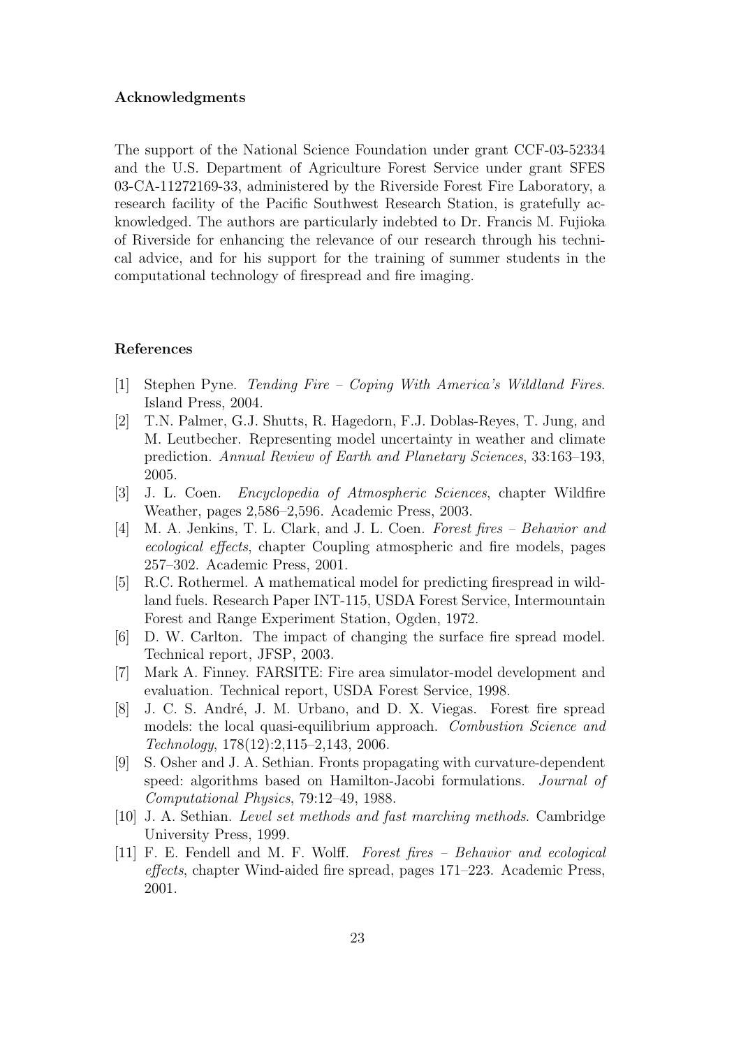### Acknowledgments

The support of the National Science Foundation under grant CCF-03-52334 and the U.S. Department of Agriculture Forest Service under grant SFES 03-CA-11272169-33, administered by the Riverside Forest Fire Laboratory, a research facility of the Pacific Southwest Research Station, is gratefully acknowledged. The authors are particularly indebted to Dr. Francis M. Fujioka of Riverside for enhancing the relevance of our research through his technical advice, and for his support for the training of summer students in the computational technology of firespread and fire imaging.

### References

[1] Stephen Pyne. *Tending Fire – Coping With America's Wildland Fires*. Island Press, 2004.

[2] T.N. Palmer, G.J. Shutts, R. Hagedorn, F.J. Doblas-Reyes, T. Jung, and M. Leutbecher. Representing model uncertainty in weather and climate prediction. *Annual Review of Earth and Planetary Sciences*, 33:163–193, 2005.

[3] J. L. Coen. *Encyclopedia of Atmospheric Sciences*, chapter Wildfire Weather, pages 2,586–2,596. Academic Press, 2003.

[4] M. A. Jenkins, T. L. Clark, and J. L. Coen. *Forest fires – Behavior and ecological effects*, chapter Coupling atmospheric and fire models, pages 257–302. Academic Press, 2001.

[5] R.C. Rothermel. A mathematical model for predicting firespread in wildland fuels. Research Paper INT-115, USDA Forest Service, Intermountain Forest and Range Experiment Station, Ogden, 1972.

[6] D. W. Carlton. The impact of changing the surface fire spread model. Technical report, JFSP, 2003.

[7] Mark A. Finney. FARSITE: Fire area simulator-model development and evaluation. Technical report, USDA Forest Service, 1998.

[8] J. C. S. André, J. M. Urbano, and D. X. Viegas. Forest fire spread models: the local quasi-equilibrium approach. *Combustion Science and Technology*, 178(12):2,115–2,143, 2006.

[9] S. Osher and J. A. Sethian. Fronts propagating with curvature-dependent speed: algorithms based on Hamilton-Jacobi formulations. *Journal of Computational Physics*, 79:12–49, 1988.

[10] J. A. Sethian. *Level set methods and fast marching methods*. Cambridge University Press, 1999.

[11] F. E. Fendell and M. F. Wolff. *Forest fires – Behavior and ecological effects*, chapter Wind-aided fire spread, pages 171–223. Academic Press, 2001.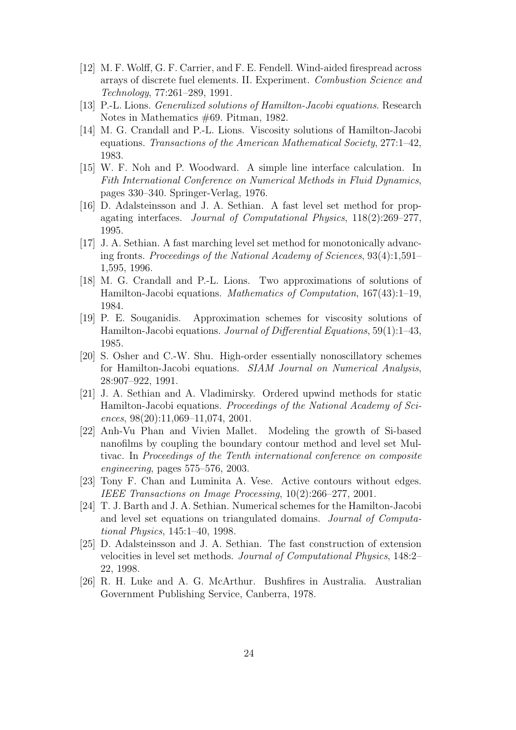[12] M. F. Wolff, G. F. Carrier, and F. E. Fendell. Wind-aided firespread across arrays of discrete fuel elements. II. Experiment. *Combustion Science and Technology*, 77:261–289, 1991.

[13] P.-L. Lions. *Generalized solutions of Hamilton-Jacobi equations*. Research Notes in Mathematics #69. Pitman, 1982.

[14] M. G. Crandall and P.-L. Lions. Viscosity solutions of Hamilton-Jacobi equations. *Transactions of the American Mathematical Society*, 277:1–42, 1983.

[15] W. F. Noh and P. Woodward. A simple line interface calculation. In *Fith International Conference on Numerical Methods in Fluid Dynamics*, pages 330–340. Springer-Verlag, 1976.

[16] D. Adalsteinsson and J. A. Sethian. A fast level set method for propagating interfaces. *Journal of Computational Physics*, 118(2):269–277, 1995.

[17] J. A. Sethian. A fast marching level set method for monotonically advancing fronts. *Proceedings of the National Academy of Sciences*, 93(4):1,591–1,595, 1996.

[18] M. G. Crandall and P.-L. Lions. Two approximations of solutions of Hamilton-Jacobi equations. *Mathematics of Computation*, 167(43):1–19, 1984.

[19] P. E. Souganidis. Approximation schemes for viscosity solutions of Hamilton-Jacobi equations. *Journal of Differential Equations*, 59(1):1–43, 1985.

[20] S. Osher and C.-W. Shu. High-order essentially nonoscillatory schemes for Hamilton-Jacobi equations. *SIAM Journal on Numerical Analysis*, 28:907–922, 1991.

[21] J. A. Sethian and A. Vladimirsky. Ordered upwind methods for static Hamilton-Jacobi equations. *Proceedings of the National Academy of Sciences*, 98(20):11,069–11,074, 2001.

[22] Anh-Vu Phan and Vivien Mallet. Modeling the growth of Si-based nanofilms by coupling the boundary contour method and level set Multivac. In *Proceedings of the Tenth international conference on composite engineering*, pages 575–576, 2003.

[23] Tony F. Chan and Luminita A. Vese. Active contours without edges. *IEEE Transactions on Image Processing*, 10(2):266–277, 2001.

[24] T. J. Barth and J. A. Sethian. Numerical schemes for the Hamilton-Jacobi and level set equations on triangulated domains. *Journal of Computational Physics*, 145:1–40, 1998.

[25] D. Adalsteinsson and J. A. Sethian. The fast construction of extension velocities in level set methods. *Journal of Computational Physics*, 148:2–22, 1998.

[26] R. H. Luke and A. G. McArthur. Bushfires in Australia. Australian Government Publishing Service, Canberra, 1978.